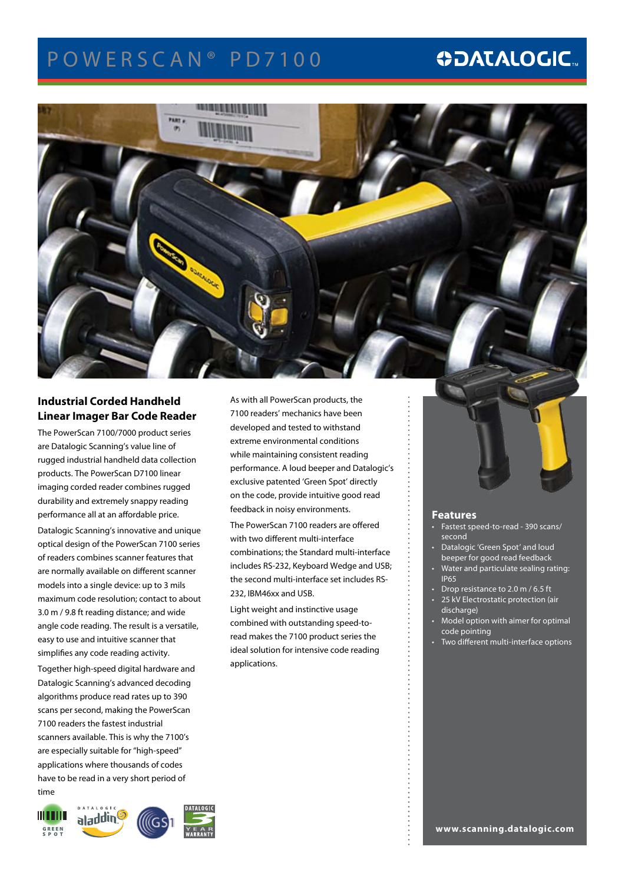# POWERSCAN® PD7100

## Industrial Corded Handheld Linear Imager Bar Code Reader

The PowerScan 7100/7000 product series are Datalogic Scanning's value line of rugged industrial handheld data collection products. The PowerScan D7100 linear imaging corded reader combines rugged durability and extremely snappy reading performance all at an affordable price.

Datalogic Scanning's innovative and unique optical design of the PowerScan 7100 series of readers combines scanner features that are normally available on different scanner models into a single device: up to 3 mils maximum code resolution; contact to about 3.0 m / 9.8 ft reading distance; and wide angle code reading. The result is a versatile, easy to use and intuitive scanner that simplifies any code reading activity.

Together high-speed digital hardware and Datalogic Scanning's advanced decoding algorithms produce read rates up to 390 scans per second, making the PowerScan 7100 readers the fastest industrial scanners available. This is why the 7100's are especially suitable for "high-speed" applications where thousands of codes have to be read in a very short period of time

As with all PowerScan products, the 7100 readers' mechanics have been developed and tested to withstand extreme environmental conditions while maintaining consistent reading performance. A loud beeper and Datalogic's exclusive patented 'Green Spot' directly on the code, provide intuitive good read feedback in noisy environments.

The PowerScan 7100 readers are offered with two different multi-interface combinations; the Standard multi-interface includes RS-232, Keyboard Wedge and USB; the second multi-interface set includes RS-232, IBM46xx and USB.

Light weight and instinctive usage combined with outstanding speed-to-read makes the 7100 product series the ideal solution for intensive code reading applications.

### Features

- Fastest speed-to-read - 390 scans/ second
- Datalogic 'Green Spot' and loud beeper for good read feedback
- Water and particulate sealing rating: IP65
- Drop resistance to 2.0 m / 6.5 ft
- 25 kV Electrostatic protection (air discharge)
- Model option with aimer for optimal code pointing
- Two different multi-interface options

www.scanning.datalogic.com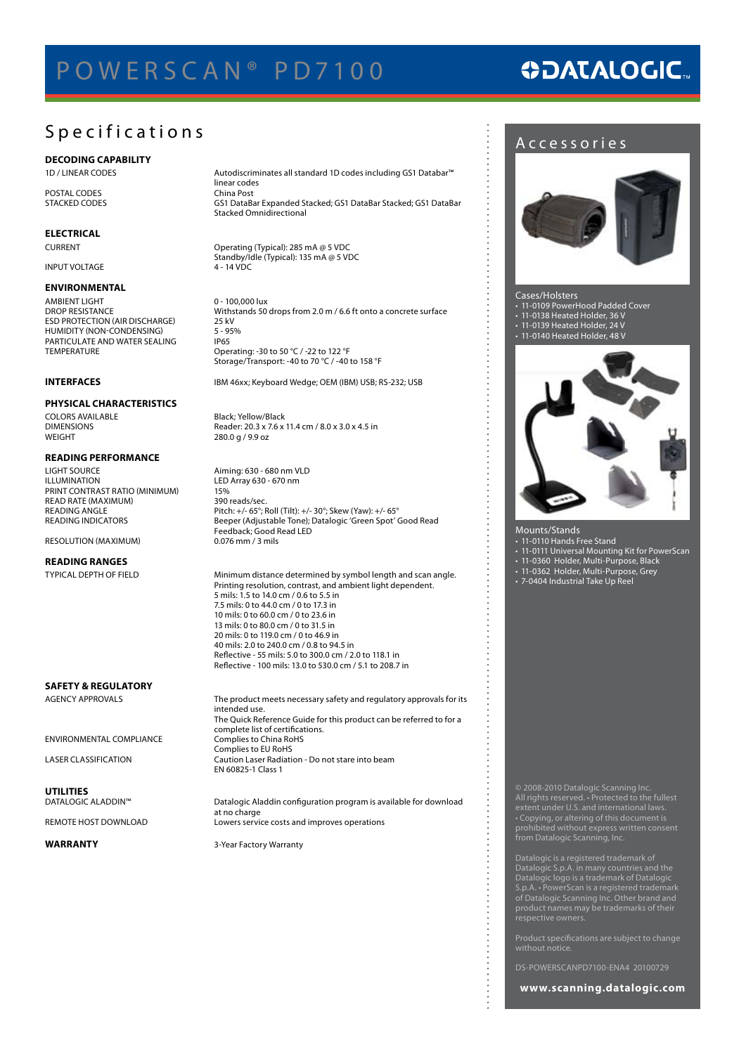# POWERSCAN® PD7100

DATALOGIC

## Specifications

### DECODING CAPABILITY

| | |
|---|---|
| 1D / LINEAR CODES | Autodiscriminates all standard 1D codes including GS1 Databar™ linear codes |
| POSTAL CODES | China Post |
| STACKED CODES | GS1 DataBar Expanded Stacked; GS1 DataBar Stacked; GS1 DataBar Stacked Omnidirectional |

### ELECTRICAL

| | |
|---|---|
| CURRENT | Operating (Typical): 285 mA @ 5 VDC<br>Standby/Idle (Typical): 135 mA @ 5 VDC |
| INPUT VOLTAGE | 4 - 14 VDC |

### ENVIRONMENTAL

| | |
|---|---|
| AMBIENT LIGHT | 0 - 100,000 lux |
| DROP RESISTANCE | Withstands 50 drops from 2.0 m / 6.6 ft onto a concrete surface |
| ESD PROTECTION (AIR DISCHARGE) | 25 kV |
| HUMIDITY (NON-CONDENSING) | 5 - 95% |
| PARTICULATE AND WATER SEALING | IP65 |
| TEMPERATURE | Operating: -30 to 50 °C / -22 to 122 °F<br>Storage/Transport: -40 to 70 °C / -40 to 158 °F |

### INTERFACES

IBM 46xx; Keyboard Wedge; OEM (IBM) USB; RS-232; USB

### PHYSICAL CHARACTERISTICS

| | |
|---|---|
| COLORS AVAILABLE | Black; Yellow/Black |
| DIMENSIONS | Reader: 20.3 x 7.6 x 11.4 cm / 8.0 x 3.0 x 4.5 in |
| WEIGHT | 280.0 g / 9.9 oz |

### READING PERFORMANCE

| | |
|---|---|
| LIGHT SOURCE | Aiming: 630 - 680 nm VLD |
| ILLUMINATION | LED Array 630 - 670 nm |
| PRINT CONTRAST RATIO (MINIMUM) | 15% |
| READ RATE (MAXIMUM) | 390 reads/sec. |
| READING ANGLE | Pitch: +/- 65°; Roll (Tilt): +/- 30°; Skew (Yaw): +/- 65° |
| READING INDICATORS | Beeper (Adjustable Tone); Datalogic 'Green Spot' Good Read Feedback; Good Read LED |
| RESOLUTION (MAXIMUM) | 0.076 mm / 3 mils |

### READING RANGES

TYPICAL DEPTH OF FIELD

Minimum distance determined by symbol length and scan angle. Printing resolution, contrast, and ambient light dependent.

- 5 mils: 1.5 to 14.0 cm / 0.6 to 5.5 in
- 7.5 mils: 0 to 44.0 cm / 0 to 17.3 in
- 10 mils: 0 to 60.0 cm / 0 to 23.6 in
- 13 mils: 0 to 80.0 cm / 0 to 31.5 in
- 20 mils: 0 to 119.0 cm / 0 to 46.9 in
- 40 mils: 2.0 to 240.0 cm / 0.8 to 94.5 in
- Reflective - 55 mils: 5.0 to 300.0 cm / 2.0 to 118.1 in
- Reflective - 100 mils: 13.0 to 530.0 cm / 5.1 to 208.7 in

### SAFETY & REGULATORY

| | |
|---|---|
| AGENCY APPROVALS | The product meets necessary safety and regulatory approvals for its intended use.<br>The Quick Reference Guide for this product can be referred to for a complete list of certifications. |
| ENVIRONMENTAL COMPLIANCE | Complies to China RoHS<br>Complies to EU RoHS |
| LASER CLASSIFICATION | Caution Laser Radiation - Do not stare into beam<br>EN 60825-1 Class 1 |

### UTILITIES

| | |
|---|---|
| DATALOGIC ALADDIN™ | Datalogic Aladdin configuration program is available for download at no charge |
| REMOTE HOST DOWNLOAD | Lowers service costs and improves operations |

### WARRANTY

3-Year Factory Warranty

## Accessories

Cases/Holsters
- 11-0109 PowerHood Padded Cover
- 11-0138 Heated Holder, 36 V
- 11-0139 Heated Holder, 24 V
- 11-0140 Heated Holder, 48 V

Mounts/Stands
- 11-0110 Hands Free Stand
- 11-0111 Universal Mounting Kit for PowerScan
- 11-0360 Holder, Multi-Purpose, Black
- 11-0362 Holder, Multi-Purpose, Grey
- 7-0404 Industrial Take Up Reel

© 2008-2010 Datalogic Scanning Inc.
All rights reserved. • Protected to the fullest extent under U.S. and international laws.
• Copying, or altering of this document is prohibited without express written consent from Datalogic Scanning, Inc.

Datalogic is a registered trademark of Datalogic S.p.A. in many countries and the Datalogic logo is a trademark of Datalogic S.p.A. • PowerScan is a registered trademark of Datalogic Scanning Inc. Other brand and product names may be trademarks of their respective owners.

Product specifications are subject to change without notice.

DS-POWERSCANPD7100-ENA4 20100729

**www.scanning.datalogic.com**